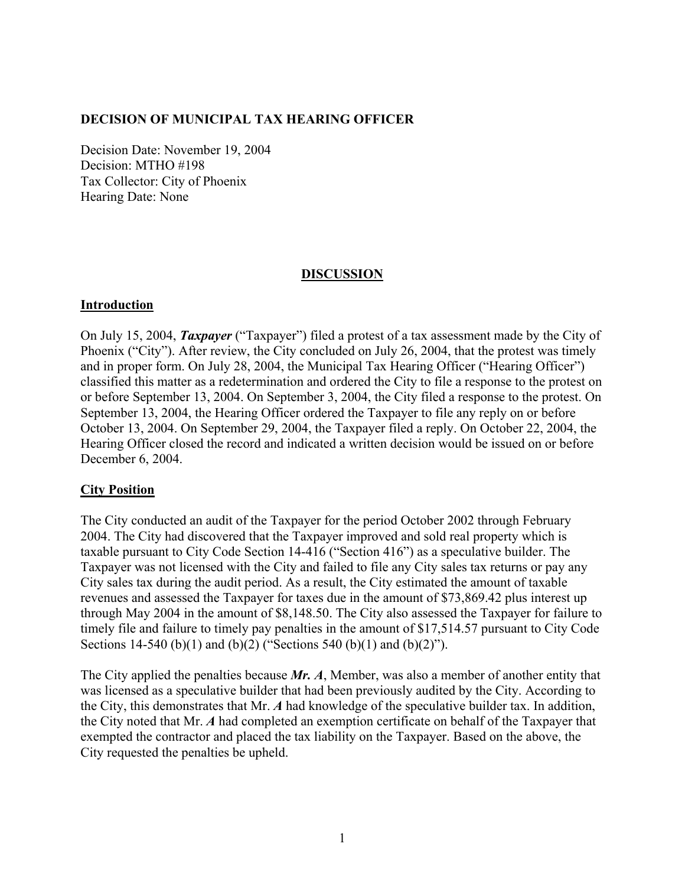**DECISION OF MUNICIPAL TAX HEARING OFFICER**

Decision Date: November 19, 2004
Decision: MTHO #198
Tax Collector: City of Phoenix
Hearing Date: None

## DISCUSSION

### Introduction

On July 15, 2004, ***Taxpayer*** ("Taxpayer") filed a protest of a tax assessment made by the City of Phoenix ("City"). After review, the City concluded on July 26, 2004, that the protest was timely and in proper form. On July 28, 2004, the Municipal Tax Hearing Officer ("Hearing Officer") classified this matter as a redetermination and ordered the City to file a response to the protest on or before September 13, 2004. On September 3, 2004, the City filed a response to the protest. On September 13, 2004, the Hearing Officer ordered the Taxpayer to file any reply on or before October 13, 2004. On September 29, 2004, the Taxpayer filed a reply. On October 22, 2004, the Hearing Officer closed the record and indicated a written decision would be issued on or before December 6, 2004.

### City Position

The City conducted an audit of the Taxpayer for the period October 2002 through February 2004. The City had discovered that the Taxpayer improved and sold real property which is taxable pursuant to City Code Section 14-416 ("Section 416") as a speculative builder. The Taxpayer was not licensed with the City and failed to file any City sales tax returns or pay any City sales tax during the audit period. As a result, the City estimated the amount of taxable revenues and assessed the Taxpayer for taxes due in the amount of $73,869.42 plus interest up through May 2004 in the amount of $8,148.50. The City also assessed the Taxpayer for failure to timely file and failure to timely pay penalties in the amount of $17,514.57 pursuant to City Code Sections 14-540 (b)(1) and (b)(2) ("Sections 540 (b)(1) and (b)(2)").

The City applied the penalties because ***Mr. A***, Member, was also a member of another entity that was licensed as a speculative builder that had been previously audited by the City. According to the City, this demonstrates that Mr. ***A*** had knowledge of the speculative builder tax. In addition, the City noted that Mr. ***A*** had completed an exemption certificate on behalf of the Taxpayer that exempted the contractor and placed the tax liability on the Taxpayer. Based on the above, the City requested the penalties be upheld.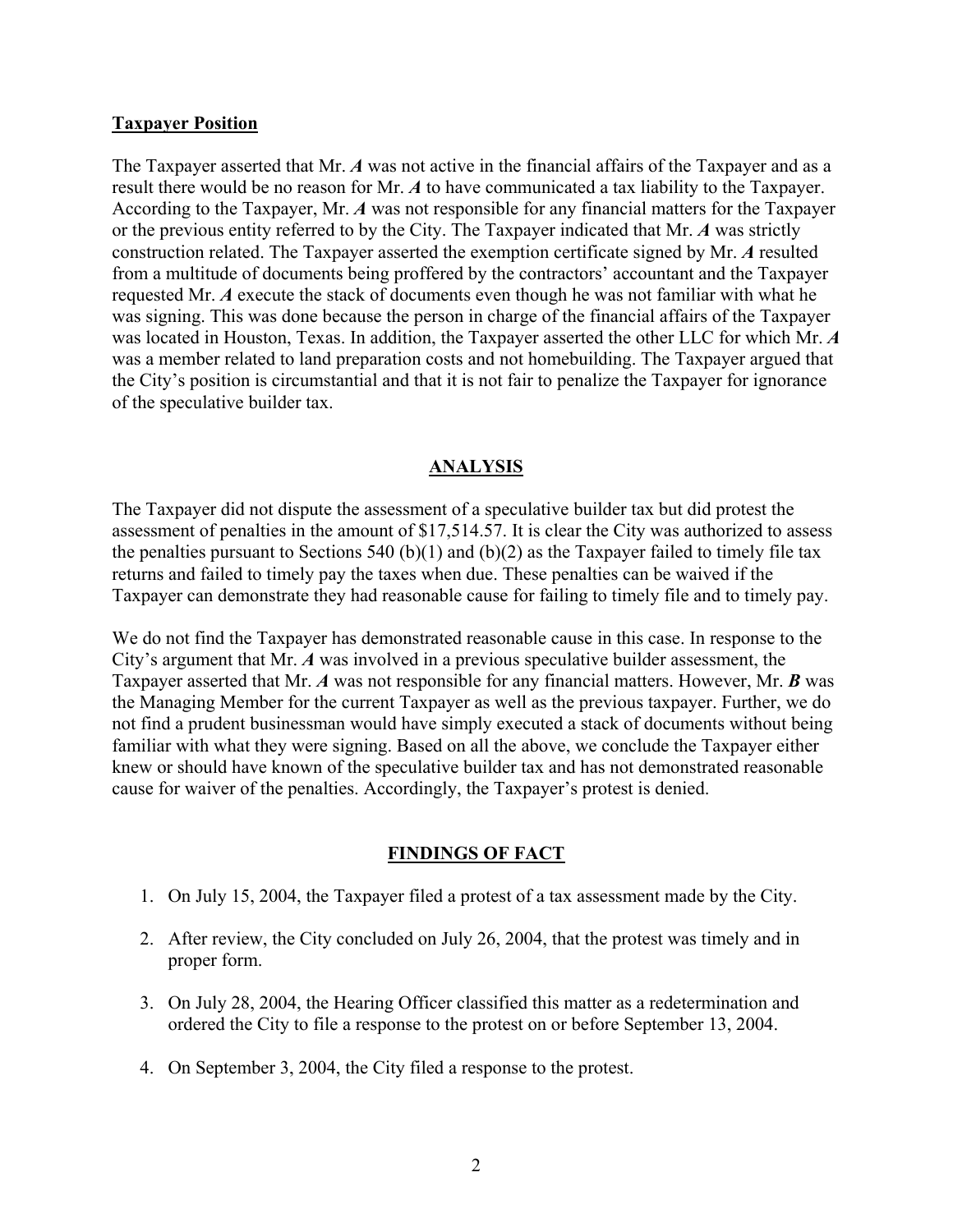**Taxpayer Position**

The Taxpayer asserted that Mr. ***A*** was not active in the financial affairs of the Taxpayer and as a result there would be no reason for Mr. ***A*** to have communicated a tax liability to the Taxpayer. According to the Taxpayer, Mr. ***A*** was not responsible for any financial matters for the Taxpayer or the previous entity referred to by the City. The Taxpayer indicated that Mr. ***A*** was strictly construction related. The Taxpayer asserted the exemption certificate signed by Mr. ***A*** resulted from a multitude of documents being proffered by the contractors' accountant and the Taxpayer requested Mr. ***A*** execute the stack of documents even though he was not familiar with what he was signing. This was done because the person in charge of the financial affairs of the Taxpayer was located in Houston, Texas. In addition, the Taxpayer asserted the other LLC for which Mr. ***A*** was a member related to land preparation costs and not homebuilding. The Taxpayer argued that the City's position is circumstantial and that it is not fair to penalize the Taxpayer for ignorance of the speculative builder tax.

## ANALYSIS

The Taxpayer did not dispute the assessment of a speculative builder tax but did protest the assessment of penalties in the amount of $17,514.57. It is clear the City was authorized to assess the penalties pursuant to Sections 540 (b)(1) and (b)(2) as the Taxpayer failed to timely file tax returns and failed to timely pay the taxes when due. These penalties can be waived if the Taxpayer can demonstrate they had reasonable cause for failing to timely file and to timely pay.

We do not find the Taxpayer has demonstrated reasonable cause in this case. In response to the City's argument that Mr. ***A*** was involved in a previous speculative builder assessment, the Taxpayer asserted that Mr. ***A*** was not responsible for any financial matters. However, Mr. ***B*** was the Managing Member for the current Taxpayer as well as the previous taxpayer. Further, we do not find a prudent businessman would have simply executed a stack of documents without being familiar with what they were signing. Based on all the above, we conclude the Taxpayer either knew or should have known of the speculative builder tax and has not demonstrated reasonable cause for waiver of the penalties. Accordingly, the Taxpayer's protest is denied.

## FINDINGS OF FACT

1. On July 15, 2004, the Taxpayer filed a protest of a tax assessment made by the City.

2. After review, the City concluded on July 26, 2004, that the protest was timely and in proper form.

3. On July 28, 2004, the Hearing Officer classified this matter as a redetermination and ordered the City to file a response to the protest on or before September 13, 2004.

4. On September 3, 2004, the City filed a response to the protest.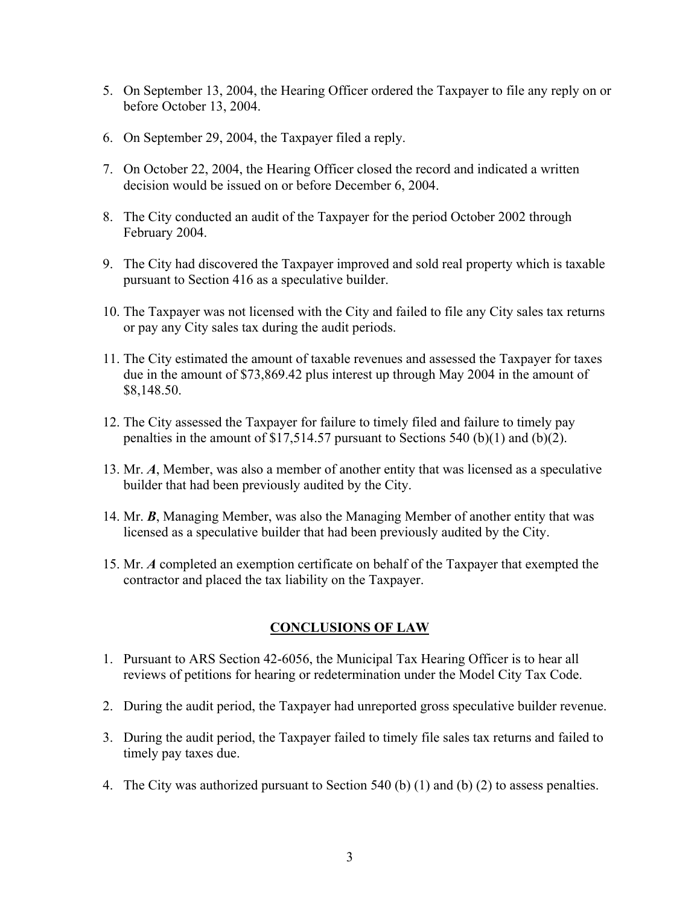5. On September 13, 2004, the Hearing Officer ordered the Taxpayer to file any reply on or before October 13, 2004.

6. On September 29, 2004, the Taxpayer filed a reply.

7. On October 22, 2004, the Hearing Officer closed the record and indicated a written decision would be issued on or before December 6, 2004.

8. The City conducted an audit of the Taxpayer for the period October 2002 through February 2004.

9. The City had discovered the Taxpayer improved and sold real property which is taxable pursuant to Section 416 as a speculative builder.

10. The Taxpayer was not licensed with the City and failed to file any City sales tax returns or pay any City sales tax during the audit periods.

11. The City estimated the amount of taxable revenues and assessed the Taxpayer for taxes due in the amount of $73,869.42 plus interest up through May 2004 in the amount of $8,148.50.

12. The City assessed the Taxpayer for failure to timely filed and failure to timely pay penalties in the amount of $17,514.57 pursuant to Sections 540 (b)(1) and (b)(2).

13. Mr. ***A***, Member, was also a member of another entity that was licensed as a speculative builder that had been previously audited by the City.

14. Mr. ***B***, Managing Member, was also the Managing Member of another entity that was licensed as a speculative builder that had been previously audited by the City.

15. Mr. ***A*** completed an exemption certificate on behalf of the Taxpayer that exempted the contractor and placed the tax liability on the Taxpayer.

## CONCLUSIONS OF LAW

1. Pursuant to ARS Section 42-6056, the Municipal Tax Hearing Officer is to hear all reviews of petitions for hearing or redetermination under the Model City Tax Code.

2. During the audit period, the Taxpayer had unreported gross speculative builder revenue.

3. During the audit period, the Taxpayer failed to timely file sales tax returns and failed to timely pay taxes due.

4. The City was authorized pursuant to Section 540 (b) (1) and (b) (2) to assess penalties.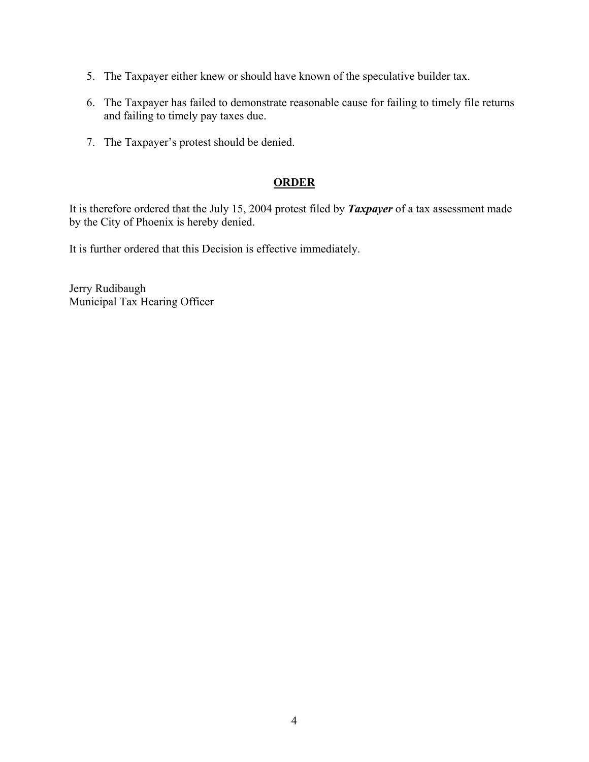5. The Taxpayer either knew or should have known of the speculative builder tax.

6. The Taxpayer has failed to demonstrate reasonable cause for failing to timely file returns and failing to timely pay taxes due.

7. The Taxpayer's protest should be denied.

## ORDER

It is therefore ordered that the July 15, 2004 protest filed by ***Taxpayer*** of a tax assessment made by the City of Phoenix is hereby denied.

It is further ordered that this Decision is effective immediately.

Jerry Rudibaugh
Municipal Tax Hearing Officer